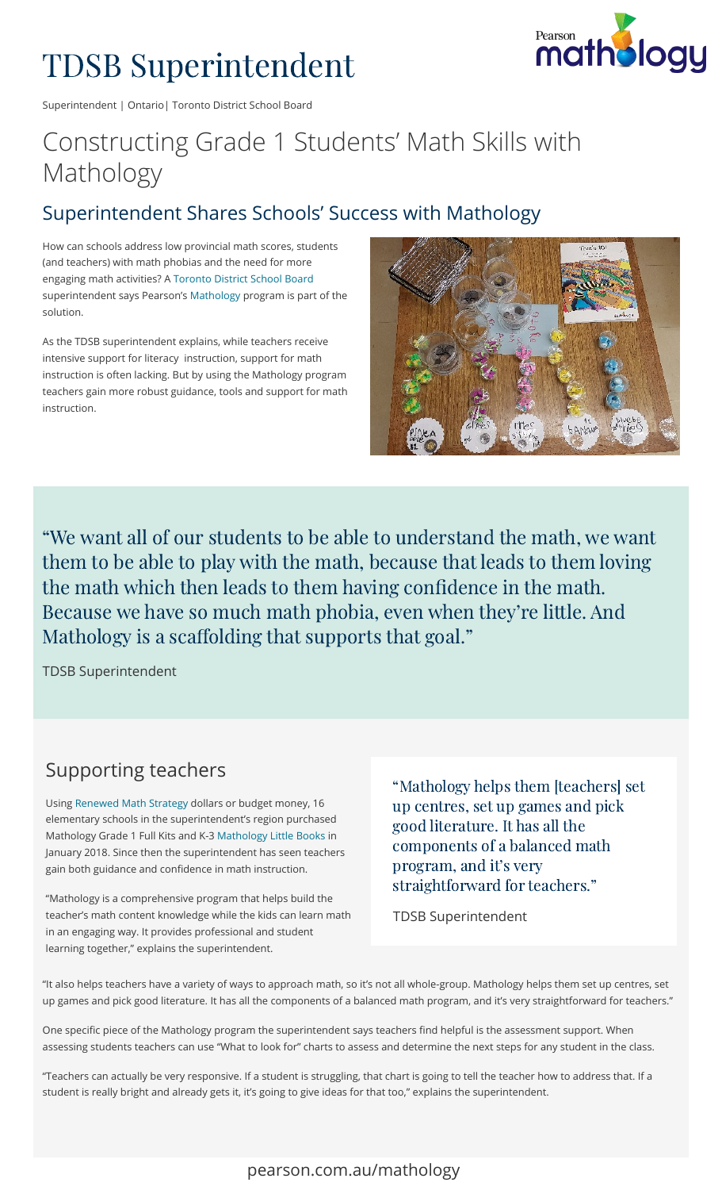# TDSB Superintendent

Superintendent | Ontario| Toronto District School Board

## Constructing Grade 1 Students' Math Skills with Mathology

### Superintendent Shares Schools' Success with Mathology

How can schools address low provincial math scores, students (and teachers) with math phobias and the need for more engaging math activities? A Toronto District School Board superintendent says Pearson's Mathology program is part of the solution.

As the TDSB superintendent explains, while teachers receive intensive support for literacy instruction, support for math instruction is often lacking. But by using the Mathology program teachers gain more robust guidance, tools and support for math instruction.

> "We want all of our students to be able to understand the math, we want them to be able to play with the math, because that leads to them loving the math which then leads to them having confidence in the math. Because we have so much math phobia, even when they're little. And Mathology is a scaffolding that supports that goal."
>
> TDSB Superintendent

### Supporting teachers

Using Renewed Math Strategy dollars or budget money, 16 elementary schools in the superintendent's region purchased Mathology Grade 1 Full Kits and K-3 Mathology Little Books in January 2018. Since then the superintendent has seen teachers gain both guidance and confidence in math instruction.

"Mathology is a comprehensive program that helps build the teacher's math content knowledge while the kids can learn math in an engaging way. It provides professional and student learning together," explains the superintendent.

> "Mathology helps them [teachers] set up centres, set up games and pick good literature. It has all the components of a balanced math program, and it's very straightforward for teachers."
>
> TDSB Superintendent

"It also helps teachers have a variety of ways to approach math, so it's not all whole-group. Mathology helps them set up centres, set up games and pick good literature. It has all the components of a balanced math program, and it's very straightforward for teachers."

One specific piece of the Mathology program the superintendent says teachers find helpful is the assessment support. When assessing students teachers can use "What to look for" charts to assess and determine the next steps for any student in the class.

"Teachers can actually be very responsive. If a student is struggling, that chart is going to tell the teacher how to address that. If a student is really bright and already gets it, it's going to give ideas for that too," explains the superintendent.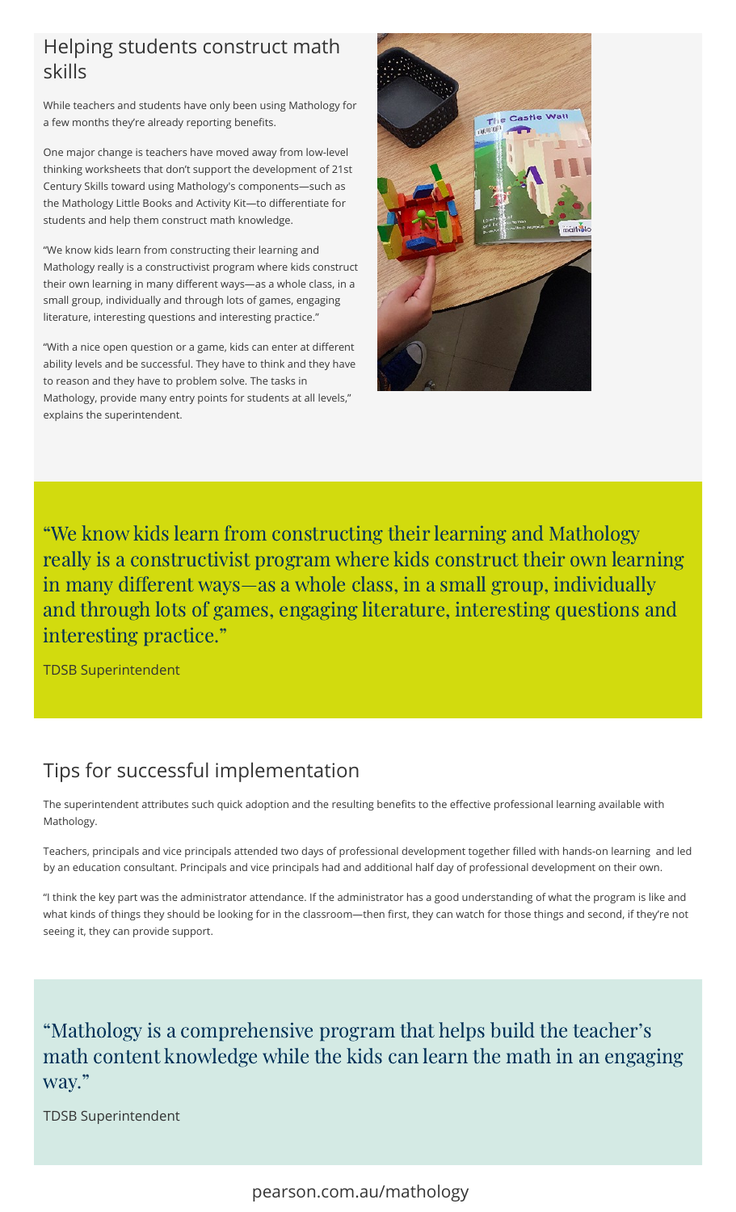## Helping students construct math skills

While teachers and students have only been using Mathology for a few months they're already reporting benefits.

One major change is teachers have moved away from low-level thinking worksheets that don't support the development of 21st Century Skills toward using Mathology's components—such as the Mathology Little Books and Activity Kit—to differentiate for students and help them construct math knowledge.

"We know kids learn from constructing their learning and Mathology really is a constructivist program where kids construct their own learning in many different ways—as a whole class, in a small group, individually and through lots of games, engaging literature, interesting questions and interesting practice."

"With a nice open question or a game, kids can enter at different ability levels and be successful. They have to think and they have to reason and they have to problem solve. The tasks in Mathology, provide many entry points for students at all levels," explains the superintendent.

> "We know kids learn from constructing their learning and Mathology really is a constructivist program where kids construct their own learning in many different ways—as a whole class, in a small group, individually and through lots of games, engaging literature, interesting questions and interesting practice."
>
> TDSB Superintendent

## Tips for successful implementation

The superintendent attributes such quick adoption and the resulting benefits to the effective professional learning available with Mathology.

Teachers, principals and vice principals attended two days of professional development together filled with hands-on learning and led by an education consultant. Principals and vice principals had and additional half day of professional development on their own.

"I think the key part was the administrator attendance. If the administrator has a good understanding of what the program is like and what kinds of things they should be looking for in the classroom—then first, they can watch for those things and second, if they're not seeing it, they can provide support.

> "Mathology is a comprehensive program that helps build the teacher's math content knowledge while the kids can learn the math in an engaging way."
>
> TDSB Superintendent

pearson.com.au/mathology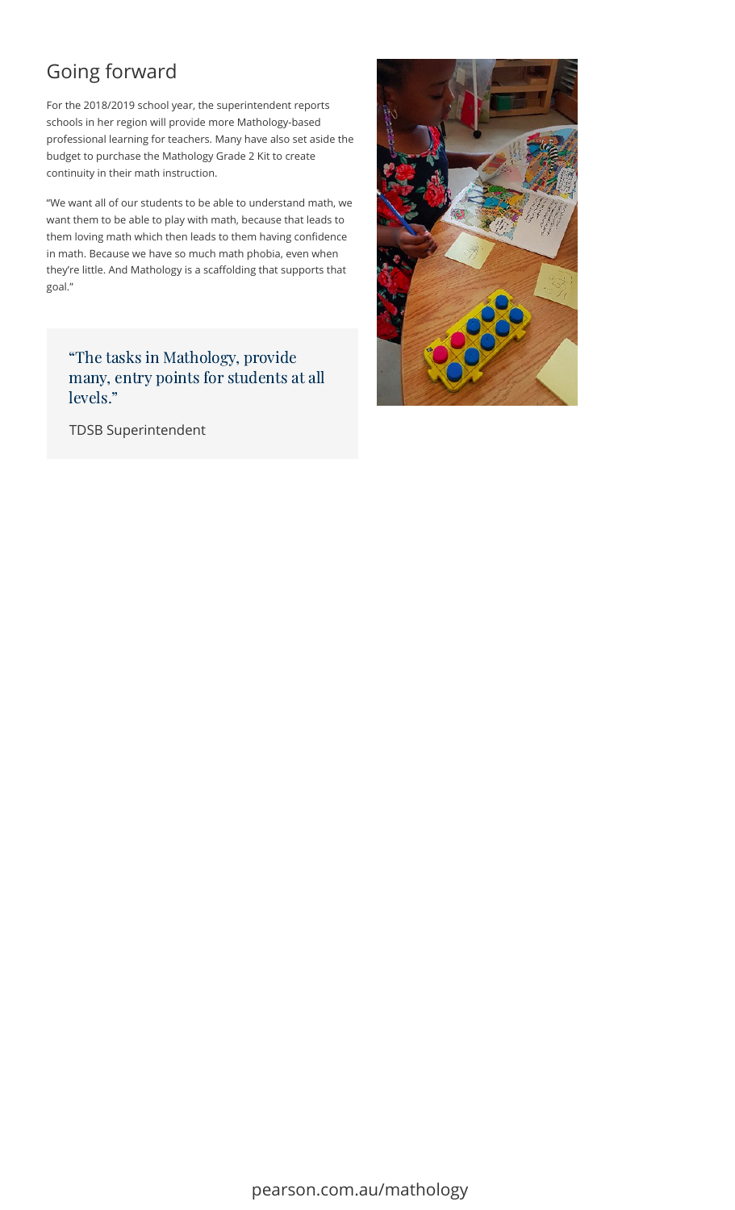## Going forward

For the 2018/2019 school year, the superintendent reports schools in her region will provide more Mathology-based professional learning for teachers. Many have also set aside the budget to purchase the Mathology Grade 2 Kit to create continuity in their math instruction.

"We want all of our students to be able to understand math, we want them to be able to play with math, because that leads to them loving math which then leads to them having confidence in math. Because we have so much math phobia, even when they're little. And Mathology is a scaffolding that supports that goal."

> "The tasks in Mathology, provide many, entry points for students at all levels."
>
> TDSB Superintendent

pearson.com.au/mathology